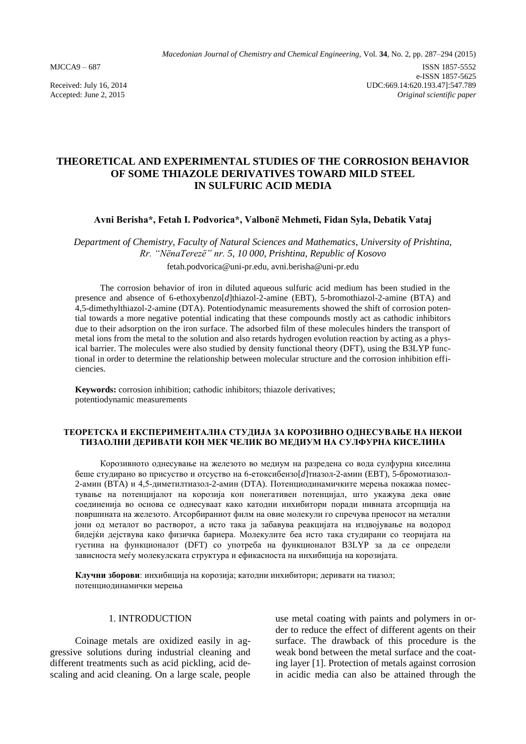MJCCA9 – 687

ISSN 1857-5552
e-ISSN 1857-5625
UDC:669.14:620.193.47]:547.789
*Original scientific paper*

Received: July 16, 2014
Accepted: June 2, 2015

# THEORETICAL AND EXPERIMENTAL STUDIES OF THE CORROSION BEHAVIOR OF SOME THIAZOLE DERIVATIVES TOWARD MILD STEEL IN SULFURIC ACID MEDIA

**Avni Berisha\*, Fetah I. Podvorica\*, Valbonë Mehmeti, Fidan Syla, Debatik Vataj**

*Department of Chemistry, Faculty of Natural Sciences and Mathematics, University of Prishtina, Rr. "NënaTerezë" nr. 5, 10 000, Prishtina, Republic of Kosovo*

fetah.podvorica@uni-pr.edu, avni.berisha@uni-pr.edu

The corrosion behavior of iron in diluted aqueous sulfuric acid medium has been studied in the presence and absence of 6-ethoxybenzo[*d*]thiazol-2-amine (EBT), 5-bromothiazol-2-amine (BTA) and 4,5-dimethylthiazol-2-amine (DTA). Potentiodynamic measurements showed the shift of corrosion potential towards a more negative potential indicating that these compounds mostly act as cathodic inhibitors due to their adsorption on the iron surface. The adsorbed film of these molecules hinders the transport of metal ions from the metal to the solution and also retards hydrogen evolution reaction by acting as a physical barrier. The molecules were also studied by density functional theory (DFT), using the B3LYP functional in order to determine the relationship between molecular structure and the corrosion inhibition efficiencies.

**Keywords:** corrosion inhibition; cathodic inhibitors; thiazole derivatives; potentiodynamic measurements

## ТЕОРЕТСКА И ЕКСПЕРИМЕНТАЛНА СТУДИЈА ЗА КОРОЗИВНО ОДНЕСУВАЊЕ НА НЕКОИ ТИЗАОЛНИ ДЕРИВАТИ КОН МЕК ЧЕЛИК ВО МЕДИУМ НА СУЛФУРНА КИСЕЛИНА

Корозивното однесување на железото во медиум на разредена со вода сулфурна киселина беше студирано во присуство и отсуство на 6-етоксибензо[*d*]тиазол-2-амин (EBT), 5-бромотиазол-2-амин (BTA) и 4,5-диметилтиазол-2-амин (DTA). Потенциодинамичките мерења покажаа поместување на потенцијалот на корозија кон понегативен потенцијал, што укажува дека овие соединенија во основа се однесуваат како катодни инхибитори поради нивната атсорпција на површината на железото. Атсорбираниот филм на овие молекули го спречува преносот на метални јони од металот во растворот, а исто така ја забавува реакцијата на издвојување на водород бидејќи дејствува како физичка бариера. Молекулите беа исто така студирани со теоријата на густина на функционалот (DFT) со употреба на функционалот B3LYP за да се определи зависноста меѓу молекулската структура и ефикасноста на инхибиција на корозијата.

**Клучни зборови**: инхибиција на корозија; катодни инхибитори; деривати на тиазол; потенциодинамички мерења

## 1. INTRODUCTION

Coinage metals are oxidized easily in aggressive solutions during industrial cleaning and different treatments such as acid pickling, acid descaling and acid cleaning. On a large scale, people use metal coating with paints and polymers in order to reduce the effect of different agents on their surface. The drawback of this procedure is the weak bond between the metal surface and the coating layer [1]. Protection of metals against corrosion in acidic media can also be attained through the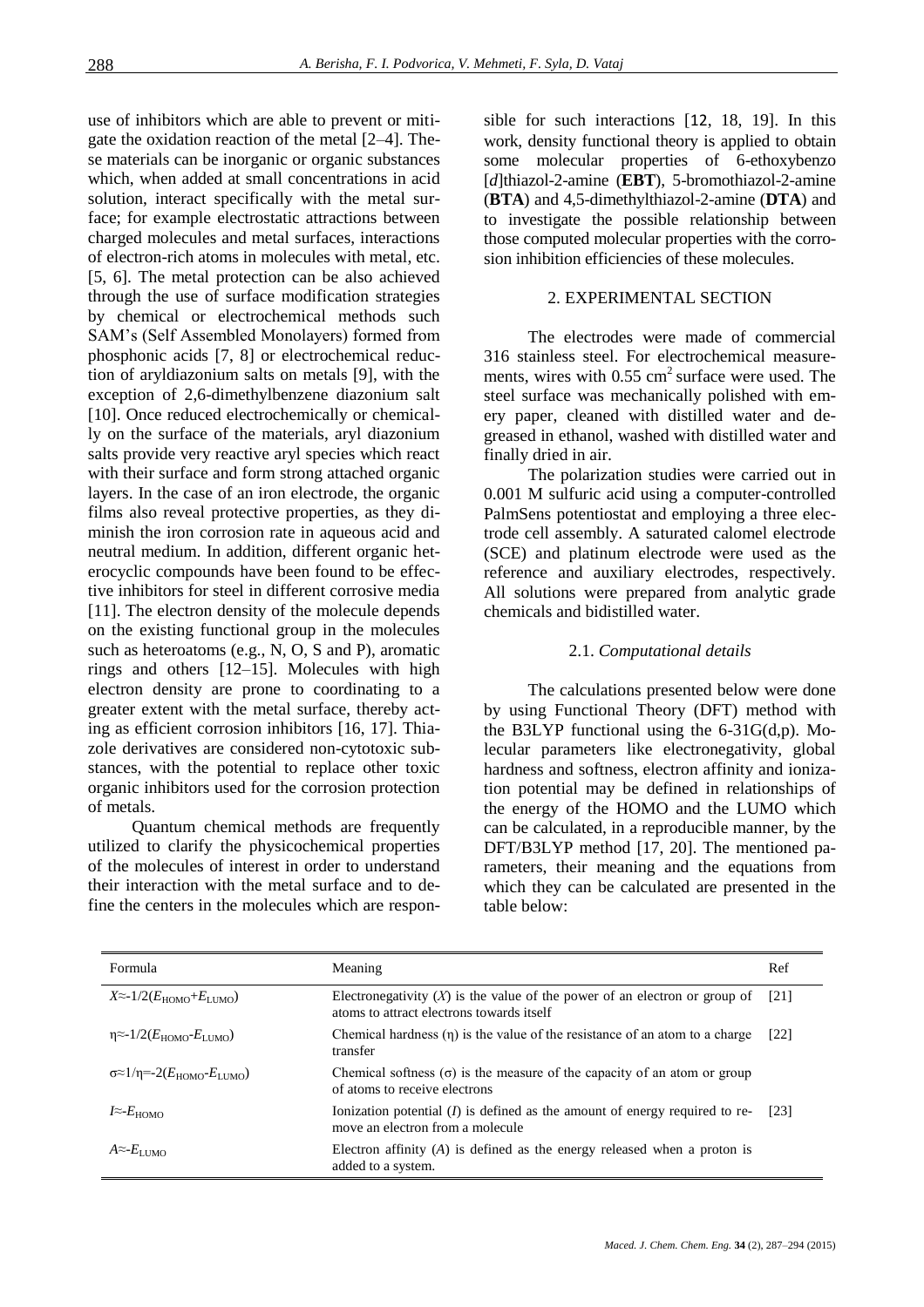use of inhibitors which are able to prevent or mitigate the oxidation reaction of the metal [2–4]. These materials can be inorganic or organic substances which, when added at small concentrations in acid solution, interact specifically with the metal surface; for example electrostatic attractions between charged molecules and metal surfaces, interactions of electron-rich atoms in molecules with metal, etc. [5, 6]. The metal protection can be also achieved through the use of surface modification strategies by chemical or electrochemical methods such SAM's (Self Assembled Monolayers) formed from phosphonic acids [7, 8] or electrochemical reduction of aryldiazonium salts on metals [9], with the exception of 2,6-dimethylbenzene diazonium salt [10]. Once reduced electrochemically or chemically on the surface of the materials, aryl diazonium salts provide very reactive aryl species which react with their surface and form strong attached organic layers. In the case of an iron electrode, the organic films also reveal protective properties, as they diminish the iron corrosion rate in aqueous acid and neutral medium. In addition, different organic heterocyclic compounds have been found to be effective inhibitors for steel in different corrosive media [11]. The electron density of the molecule depends on the existing functional group in the molecules such as heteroatoms (e.g., N, O, S and P), aromatic rings and others [12–15]. Molecules with high electron density are prone to coordinating to a greater extent with the metal surface, thereby acting as efficient corrosion inhibitors [16, 17]. Thiazole derivatives are considered non-cytotoxic substances, with the potential to replace other toxic organic inhibitors used for the corrosion protection of metals.

Quantum chemical methods are frequently utilized to clarify the physicochemical properties of the molecules of interest in order to understand their interaction with the metal surface and to define the centers in the molecules which are responsible for such interactions [12, 18, 19]. In this work, density functional theory is applied to obtain some molecular properties of 6-ethoxybenzo[*d*]thiazol-2-amine (**EBT**), 5-bromothiazol-2-amine (**BTA**) and 4,5-dimethylthiazol-2-amine (**DTA**) and to investigate the possible relationship between those computed molecular properties with the corrosion inhibition efficiencies of these molecules.

## 2. EXPERIMENTAL SECTION

The electrodes were made of commercial 316 stainless steel. For electrochemical measurements, wires with 0.55 $cm^2$ surface were used. The steel surface was mechanically polished with emery paper, cleaned with distilled water and degreased in ethanol, washed with distilled water and finally dried in air.

The polarization studies were carried out in 0.001 M sulfuric acid using a computer-controlled PalmSens potentiostat and employing a three electrode cell assembly. A saturated calomel electrode (SCE) and platinum electrode were used as the reference and auxiliary electrodes, respectively. All solutions were prepared from analytic grade chemicals and bidistilled water.

### 2.1. *Computational details*

The calculations presented below were done by using Functional Theory (DFT) method with the B3LYP functional using the 6-31G(d,p). Molecular parameters like electronegativity, global hardness and softness, electron affinity and ionization potential may be defined in relationships of the energy of the HOMO and the LUMO which can be calculated, in a reproducible manner, by the DFT/B3LYP method [17, 20]. The mentioned parameters, their meaning and the equations from which they can be calculated are presented in the table below:

| Formula | Meaning | Ref |
|---|---|---|
| $X \approx -1/2(E_{HOMO}+E_{LUMO})$ | Electronegativity ($X$) is the value of the power of an electron or group of atoms to attract electrons towards itself | [21] |
| $\eta \approx -1/2(E_{HOMO}-E_{LUMO})$ | Chemical hardness ($\eta$) is the value of the resistance of an atom to a charge transfer | [22] |
| $\sigma \approx 1/\eta = -2(E_{HOMO}-E_{LUMO})$ | Chemical softness ($\sigma$) is the measure of the capacity of an atom or group of atoms to receive electrons | |
| $I \approx -E_{HOMO}$ | Ionization potential ($I$) is defined as the amount of energy required to remove an electron from a molecule | [23] |
| $A \approx -E_{LUMO}$ | Electron affinity ($A$) is defined as the energy released when a proton is added to a system. | |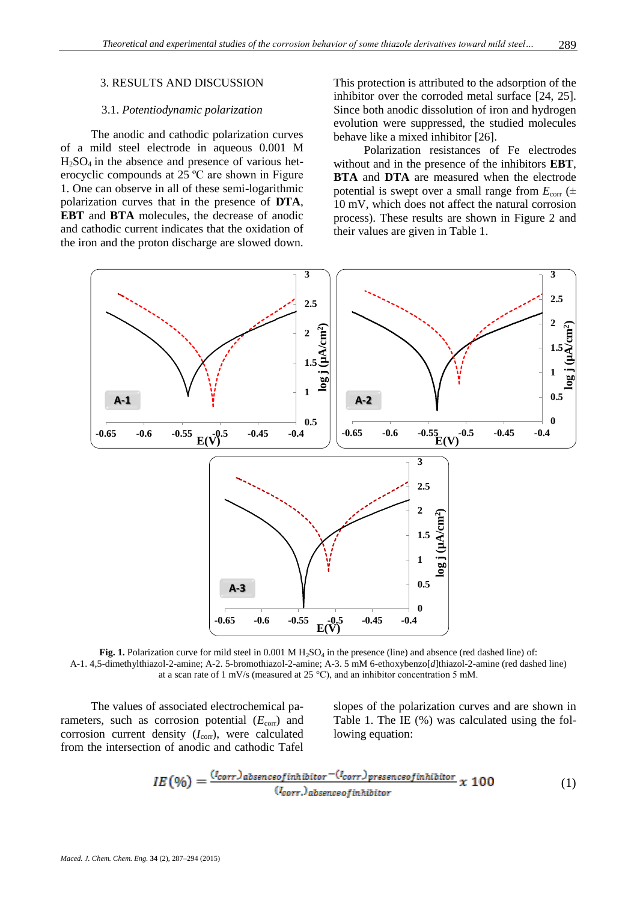## 3. RESULTS AND DISCUSSION

### 3.1. *Potentiodynamic polarization*

The anodic and cathodic polarization curves of a mild steel electrode in aqueous 0.001 M $H_2SO_4$ in the absence and presence of various heterocyclic compounds at 25 ºC are shown in Figure 1. One can observe in all of these semi-logarithmic polarization curves that in the presence of **DTA**, **EBT** and **BTA** molecules, the decrease of anodic and cathodic current indicates that the oxidation of the iron and the proton discharge are slowed down. This protection is attributed to the adsorption of the inhibitor over the corroded metal surface [24, 25]. Since both anodic dissolution of iron and hydrogen evolution were suppressed, the studied molecules behave like a mixed inhibitor [26].

Polarization resistances of Fe electrodes without and in the presence of the inhibitors **EBT**, **BTA** and **DTA** are measured when the electrode potential is swept over a small range from $E_{corr}$ (± 10 mV, which does not affect the natural corrosion process). These results are shown in Figure 2 and their values are given in Table 1.

**Fig. 1.** Polarization curve for mild steel in 0.001 M $H_2SO_4$ in the presence (line) and absence (red dashed line) of: A-1. 4,5-dimethylthiazol-2-amine; A-2. 5-bromothiazol-2-amine; A-3. 5 mM 6-ethoxybenzo[*d*]thiazol-2-amine (red dashed line) at a scan rate of 1 mV/s (measured at 25 °C), and an inhibitor concentration 5 mM.

The values of associated electrochemical parameters, such as corrosion potential ($E_{corr}$) and corrosion current density ($I_{corr}$), were calculated from the intersection of anodic and cathodic Tafel slopes of the polarization curves and are shown in Table 1. The IE (%) was calculated using the following equation:

$$IE(\%) = \frac{(I_{corr.})_{absence of inhibitor} - (I_{corr.})_{presence of inhibitor}}{(I_{corr.})_{absence of inhibitor}} \times 100 \qquad (1)$$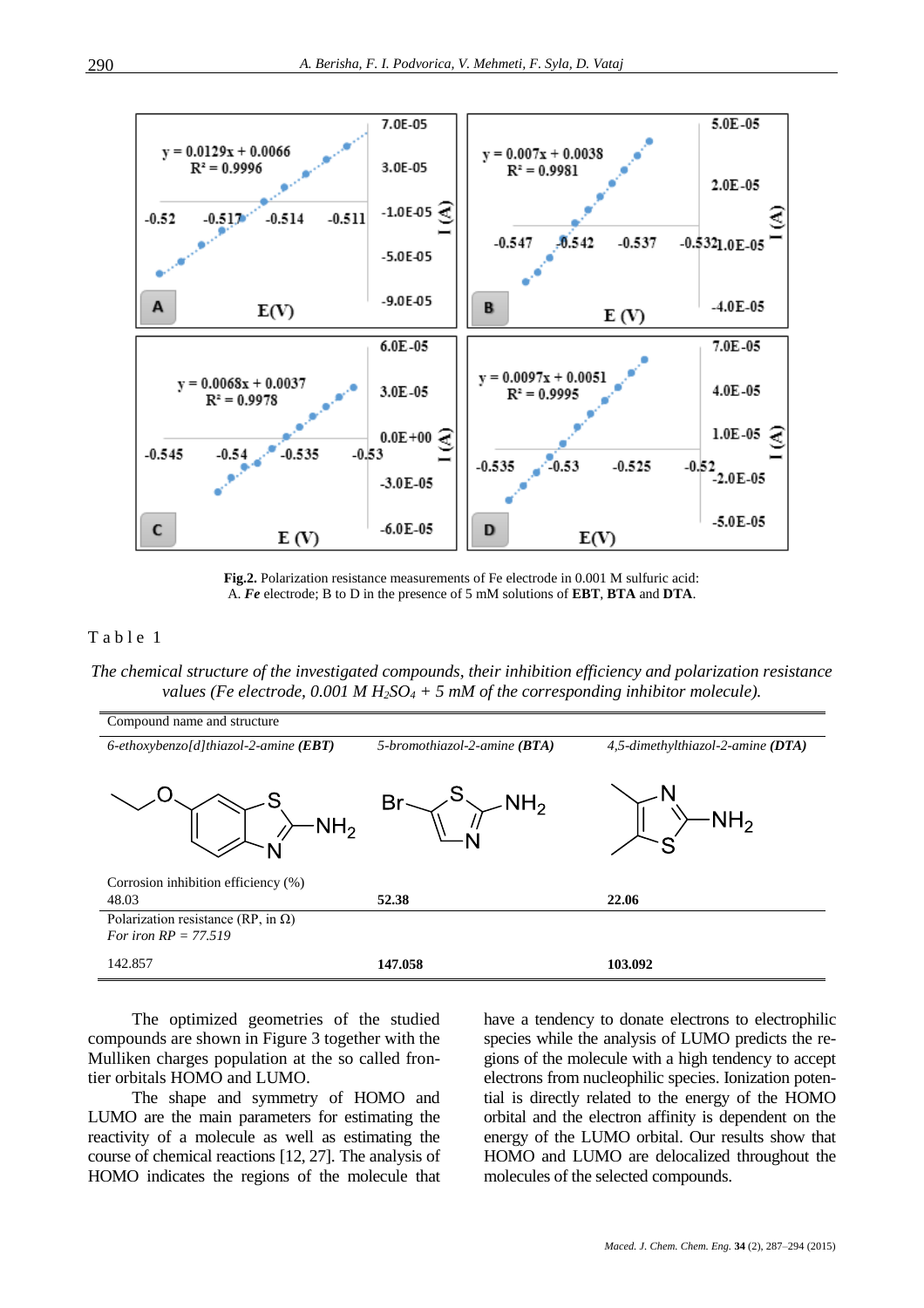**Fig.2.** Polarization resistance measurements of Fe electrode in 0.001 M sulfuric acid: A. ***Fe*** electrode; B to D in the presence of 5 mM solutions of **EBT**, **BTA** and **DTA**.

Table 1

*The chemical structure of the investigated compounds, their inhibition efficiency and polarization resistance values (Fe electrode, 0.001 M $H_2SO_4$ + 5 mM of the corresponding inhibitor molecule).*

| Compound name and structure | | |
|---|---|---|
| *6-ethoxybenzo[d]thiazol-2-amine* ***(EBT)*** | *5-bromothiazol-2-amine* ***(BTA)*** | *4,5-dimethylthiazol-2-amine* ***(DTA)*** |
| Corrosion inhibition efficiency (%) | | |
| 48.03 | **52.38** | **22.06** |
| Polarization resistance (RP, in Ω)<br>*For iron RP = 77.519* | | |
| 142.857 | **147.058** | **103.092** |

The optimized geometries of the studied compounds are shown in Figure 3 together with the Mulliken charges population at the so called frontier orbitals HOMO and LUMO.

The shape and symmetry of HOMO and LUMO are the main parameters for estimating the reactivity of a molecule as well as estimating the course of chemical reactions [12, 27]. The analysis of HOMO indicates the regions of the molecule that have a tendency to donate electrons to electrophilic species while the analysis of LUMO predicts the regions of the molecule with a high tendency to accept electrons from nucleophilic species. Ionization potential is directly related to the energy of the HOMO orbital and the electron affinity is dependent on the energy of the LUMO orbital. Our results show that HOMO and LUMO are delocalized throughout the molecules of the selected compounds.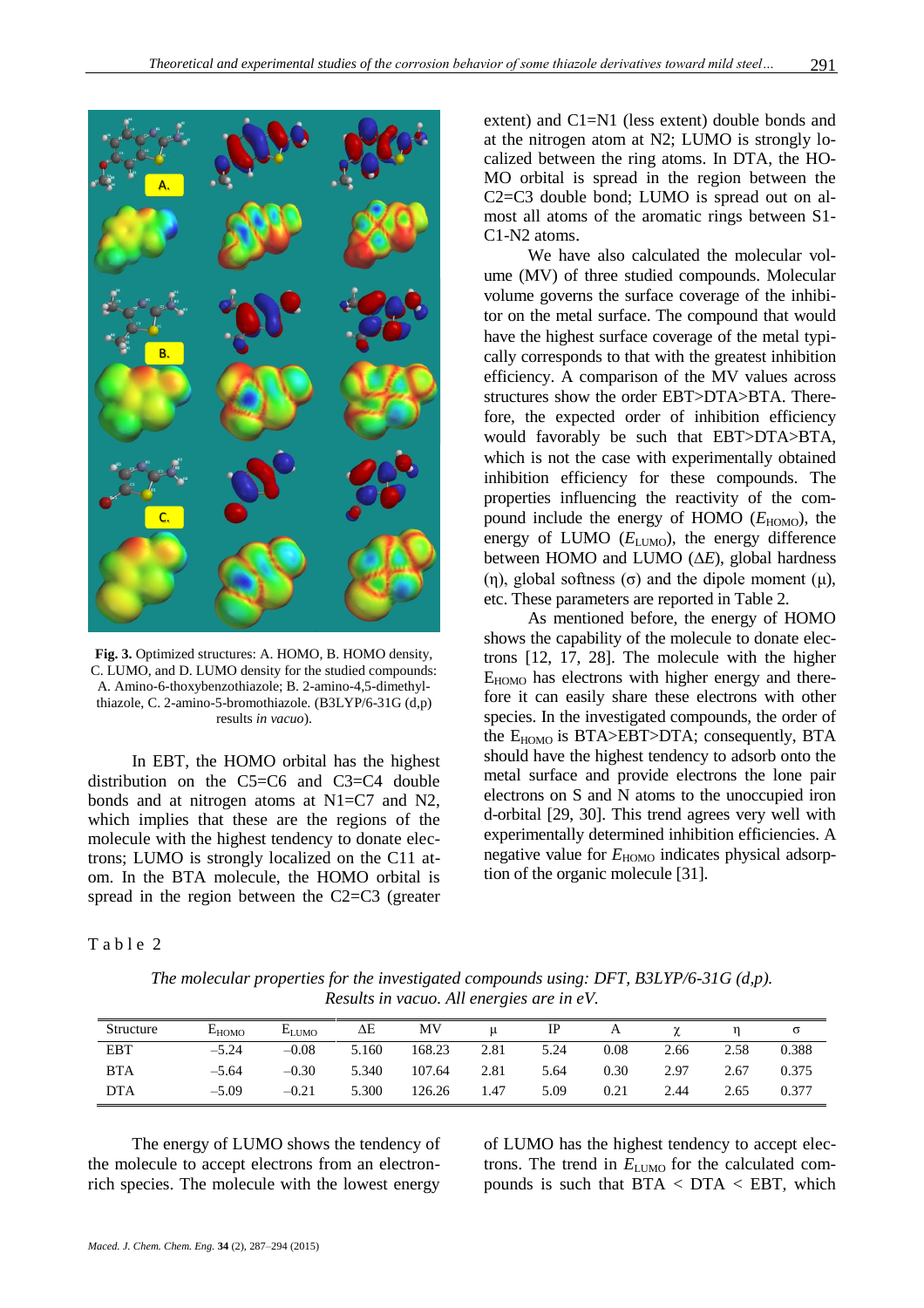**Fig. 3.** Optimized structures: A. HOMO, B. HOMO density, C. LUMO, and D. LUMO density for the studied compounds: A. Amino-6-thoxybenzothiazole; B. 2-amino-4,5-dimethyl-thiazole, C. 2-amino-5-bromothiazole. (B3LYP/6-31G (d,p) results *in vacuo*).

In EBT, the HOMO orbital has the highest distribution on the C5=C6 and C3=C4 double bonds and at nitrogen atoms at N1=C7 and N2, which implies that these are the regions of the molecule with the highest tendency to donate electrons; LUMO is strongly localized on the C11 atom. In the BTA molecule, the HOMO orbital is spread in the region between the C2=C3 (greater extent) and C1=N1 (less extent) double bonds and at the nitrogen atom at N2; LUMO is strongly localized between the ring atoms. In DTA, the HOMO orbital is spread in the region between the C2=C3 double bond; LUMO is spread out on almost all atoms of the aromatic rings between S1-C1-N2 atoms.

We have also calculated the molecular volume (MV) of three studied compounds. Molecular volume governs the surface coverage of the inhibitor on the metal surface. The compound that would have the highest surface coverage of the metal typically corresponds to that with the greatest inhibition efficiency. A comparison of the MV values across structures show the order EBT>DTA>BTA. Therefore, the expected order of inhibition efficiency would favorably be such that EBT>DTA>BTA, which is not the case with experimentally obtained inhibition efficiency for these compounds. The properties influencing the reactivity of the compound include the energy of HOMO ($E_{HOMO}$), the energy of LUMO ($E_{LUMO}$), the energy difference between HOMO and LUMO ($\Delta E$), global hardness ($\eta$), global softness ($\sigma$) and the dipole moment ($\mu$), etc. These parameters are reported in Table 2.

As mentioned before, the energy of HOMO shows the capability of the molecule to donate electrons [12, 17, 28]. The molecule with the higher $E_{HOMO}$ has electrons with higher energy and therefore it can easily share these electrons with other species. In the investigated compounds, the order of the $E_{HOMO}$ is BTA>EBT>DTA; consequently, BTA should have the highest tendency to adsorb onto the metal surface and provide electrons the lone pair electrons on S and N atoms to the unoccupied iron d-orbital [29, 30]. This trend agrees very well with experimentally determined inhibition efficiencies. A negative value for $E_{HOMO}$ indicates physical adsorption of the organic molecule [31].

Table 2

*The molecular properties for the investigated compounds using: DFT, B3LYP/6-31G (d,p). Results in vacuo. All energies are in eV.*

| Structure | $E_{HOMO}$ | $E_{LUMO}$ | $\Delta E$ | MV | $\mu$ | IP | A | $\chi$ | $\eta$ | $\sigma$ |
|---|---|---|---|---|---|---|---|---|---|---|
| EBT | –5.24 | –0.08 | 5.160 | 168.23 | 2.81 | 5.24 | 0.08 | 2.66 | 2.58 | 0.388 |
| BTA | –5.64 | –0.30 | 5.340 | 107.64 | 2.81 | 5.64 | 0.30 | 2.97 | 2.67 | 0.375 |
| DTA | –5.09 | –0.21 | 5.300 | 126.26 | 1.47 | 5.09 | 0.21 | 2.44 | 2.65 | 0.377 |

The energy of LUMO shows the tendency of the molecule to accept electrons from an electron-rich species. The molecule with the lowest energy of LUMO has the highest tendency to accept electrons. The trend in $E_{LUMO}$ for the calculated compounds is such that BTA < DTA < EBT, which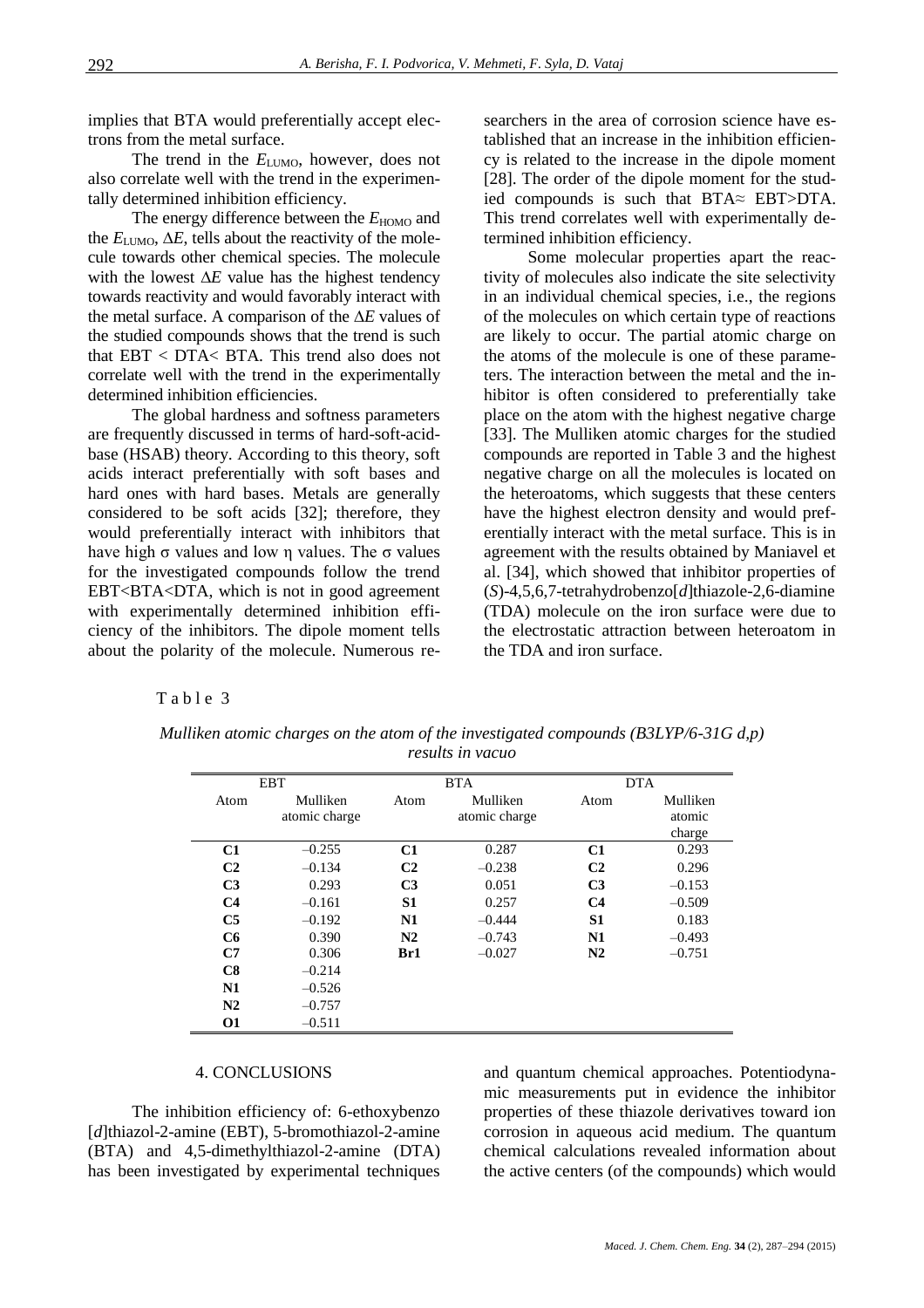implies that BTA would preferentially accept electrons from the metal surface.

The trend in the $E_{LUMO}$, however, does not also correlate well with the trend in the experimentally determined inhibition efficiency.

The energy difference between the $E_{HOMO}$ and the $E_{LUMO}$, $\Delta E$, tells about the reactivity of the molecule towards other chemical species. The molecule with the lowest $\Delta E$ value has the highest tendency towards reactivity and would favorably interact with the metal surface. A comparison of the $\Delta E$ values of the studied compounds shows that the trend is such that EBT < DTA< BTA. This trend also does not correlate well with the trend in the experimentally determined inhibition efficiencies.

The global hardness and softness parameters are frequently discussed in terms of hard-soft-acid-base (HSAB) theory. According to this theory, soft acids interact preferentially with soft bases and hard ones with hard bases. Metals are generally considered to be soft acids [32]; therefore, they would preferentially interact with inhibitors that have high σ values and low η values. The σ values for the investigated compounds follow the trend EBT<BTA<DTA, which is not in good agreement with experimentally determined inhibition efficiency of the inhibitors. The dipole moment tells about the polarity of the molecule. Numerous researchers in the area of corrosion science have established that an increase in the inhibition efficiency is related to the increase in the dipole moment [28]. The order of the dipole moment for the studied compounds is such that BTA≈ EBT>DTA. This trend correlates well with experimentally determined inhibition efficiency.

Some molecular properties apart the reactivity of molecules also indicate the site selectivity in an individual chemical species, i.e., the regions of the molecules on which certain type of reactions are likely to occur. The partial atomic charge on the atoms of the molecule is one of these parameters. The interaction between the metal and the inhibitor is often considered to preferentially take place on the atom with the highest negative charge [33]. The Mulliken atomic charges for the studied compounds are reported in Table 3 and the highest negative charge on all the molecules is located on the heteroatoms, which suggests that these centers have the highest electron density and would preferentially interact with the metal surface. This is in agreement with the results obtained by Maniavel et al. [34], which showed that inhibitor properties of (*S*)-4,5,6,7-tetrahydrobenzo[*d*]thiazole-2,6-diamine (TDA) molecule on the iron surface were due to the electrostatic attraction between heteroatom in the TDA and iron surface.

Table 3

*Mulliken atomic charges on the atom of the investigated compounds (B3LYP/6-31G d,p) results in vacuo*

| EBT | | BTA | | DTA | |
|---|---|---|---|---|---|
| Atom | Mulliken atomic charge | Atom | Mulliken atomic charge | Atom | Mulliken atomic charge |
| **C1** | –0.255 | **C1** | 0.287 | **C1** | 0.293 |
| **C2** | –0.134 | **C2** | –0.238 | **C2** | 0.296 |
| **C3** | 0.293 | **C3** | 0.051 | **C3** | –0.153 |
| **C4** | –0.161 | **S1** | 0.257 | **C4** | –0.509 |
| **C5** | –0.192 | **N1** | –0.444 | **S1** | 0.183 |
| **C6** | 0.390 | **N2** | –0.743 | **N1** | –0.493 |
| **C7** | 0.306 | **Br1** | –0.027 | **N2** | –0.751 |
| **C8** | –0.214 | | | | |
| **N1** | –0.526 | | | | |
| **N2** | –0.757 | | | | |
| **O1** | –0.511 | | | | |

## 4. CONCLUSIONS

The inhibition efficiency of: 6-ethoxybenzo [*d*]thiazol-2-amine (EBT), 5-bromothiazol-2-amine (BTA) and 4,5-dimethylthiazol-2-amine (DTA) has been investigated by experimental techniques and quantum chemical approaches. Potentiodynamic measurements put in evidence the inhibitor properties of these thiazole derivatives toward ion corrosion in aqueous acid medium. The quantum chemical calculations revealed information about the active centers (of the compounds) which would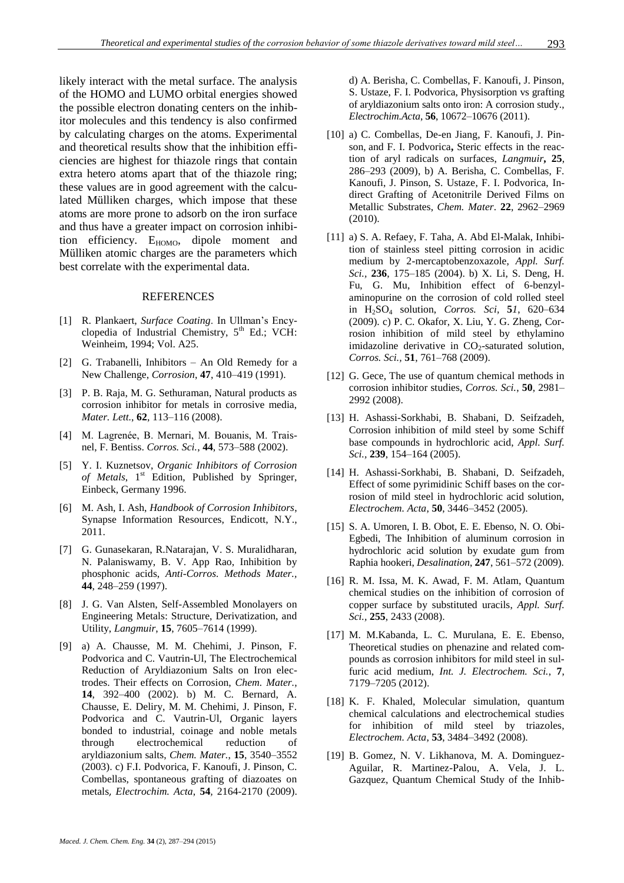likely interact with the metal surface. The analysis of the HOMO and LUMO orbital energies showed the possible electron donating centers on the inhibitor molecules and this tendency is also confirmed by calculating charges on the atoms. Experimental and theoretical results show that the inhibition efficiencies are highest for thiazole rings that contain extra hetero atoms apart that of the thiazole ring; these values are in good agreement with the calculated Mülliken charges, which impose that these atoms are more prone to adsorb on the iron surface and thus have a greater impact on corrosion inhibition efficiency. $E_{HOMO}$, dipole moment and Mülliken atomic charges are the parameters which best correlate with the experimental data.

## REFERENCES

[1] R. Plankaert, *Surface Coating*. In Ullman's Encyclopedia of Industrial Chemistry, 5th Ed.; VCH: Weinheim, 1994; Vol. A25.

[2] G. Trabanelli, Inhibitors – An Old Remedy for a New Challenge, *Corrosion*, **47**, 410–419 (1991).

[3] P. B. Raja, M. G. Sethuraman, Natural products as corrosion inhibitor for metals in corrosive media, *Mater. Lett.*, **62**, 113–116 (2008).

[4] M. Lagrenée, B. Mernari, M. Bouanis, M. Traisnel, F. Bentiss. *Corros. Sci.*, **44**, 573–588 (2002).

[5] Y. I. Kuznetsov, *Organic Inhibitors of Corrosion of Metals*, 1st Edition, Published by Springer, Einbeck, Germany 1996.

[6] M. Ash, I. Ash, *Handbook of Corrosion Inhibitors*, Synapse Information Resources, Endicott, N.Y., 2011.

[7] G. Gunasekaran, R.Natarajan, V. S. Muralidharan, N. Palaniswamy, B. V. App Rao, Inhibition by phosphonic acids, *Anti-Corros. Methods Mater.*, **44**, 248–259 (1997).

[8] J. G. Van Alsten, Self-Assembled Monolayers on Engineering Metals: Structure, Derivatization, and Utility, *Langmuir*, **15**, 7605–7614 (1999).

[9] a) A. Chausse, M. M. Chehimi, J. Pinson, F. Podvorica and C. Vautrin-Ul, The Electrochemical Reduction of Aryldiazonium Salts on Iron electrodes. Their effects on Corrosion, *Chem. Mater.*, **14**, 392–400 (2002). b) M. C. Bernard, A. Chausse, E. Deliry, M. M. Chehimi, J. Pinson, F. Podvorica and C. Vautrin-Ul, Organic layers bonded to industrial, coinage and noble metals through electrochemical reduction of aryldiazonium salts, *Chem. Mater.*, **15**, 3540–3552 (2003). c) F.I. Podvorica, F. Kanoufi, J. Pinson, C. Combellas, spontaneous grafting of diazoates on metals, *Electrochim. Acta*, **54**, 2164-2170 (2009). d) A. Berisha, C. Combellas, F. Kanoufi, J. Pinson, S. Ustaze, F. I. Podvorica, Physisorption vs grafting of aryldiazonium salts onto iron: A corrosion study., *Electrochim.Acta*, **56**, 10672–10676 (2011).

[10] a) C. Combellas, De-en Jiang, F. Kanoufi, J. Pinson, and F. I. Podvorica**,** Steric effects in the reaction of aryl radicals on surfaces, *Langmuir***, 25**, 286–293 (2009), b) A. Berisha, C. Combellas, F. Kanoufi, J. Pinson, S. Ustaze, F. I. Podvorica, Indirect Grafting of Acetonitrile Derived Films on Metallic Substrates, *Chem. Mater*. **22**, 2962–2969 (2010).

[11] a) S. A. Refaey, F. Taha, A. Abd El-Malak, Inhibition of stainless steel pitting corrosion in acidic medium by 2-mercaptobenzoxazole, *Appl. Surf. Sci.*, **236**, 175–185 (2004). b) X. Li, S. Deng, H. Fu, G. Mu, Inhibition effect of 6-benzylaminopurine on the corrosion of cold rolled steel in $H_2SO_4$ solution, *Corros. Sci,* **51**, 620–634 (2009). c) P. C. Okafor, X. Liu, Y. G. Zheng, Corrosion inhibition of mild steel by ethylamino imidazoline derivative in $CO_2$-saturated solution, *Corros. Sci.*, **51**, 761–768 (2009).

[12] G. Gece, The use of quantum chemical methods in corrosion inhibitor studies, *Corros. Sci.*, **50**, 2981–2992 (2008).

[13] H. Ashassi-Sorkhabi, B. Shabani, D. Seifzadeh, Corrosion inhibition of mild steel by some Schiff base compounds in hydrochloric acid, *Appl. Surf. Sci.*, **239**, 154–164 (2005).

[14] H. Ashassi-Sorkhabi, B. Shabani, D. Seifzadeh, Effect of some pyrimidinic Schiff bases on the corrosion of mild steel in hydrochloric acid solution, *Electrochem. Acta*, **50**, 3446–3452 (2005).

[15] S. A. Umoren, I. B. Obot, E. E. Ebenso, N. O. Obi-Egbedi, The Inhibition of aluminum corrosion in hydrochloric acid solution by exudate gum from Raphia hookeri, *Desalination*, **247**, 561–572 (2009).

[16] R. M. Issa, M. K. Awad, F. M. Atlam, Quantum chemical studies on the inhibition of corrosion of copper surface by substituted uracils, *Appl. Surf. Sci.*, **255**, 2433 (2008).

[17] M. M.Kabanda, L. C. Murulana, E. E. Ebenso, Theoretical studies on phenazine and related compounds as corrosion inhibitors for mild steel in sulfuric acid medium, *Int. J. Electrochem. Sci.*, **7**, 7179–7205 (2012).

[18] K. F. Khaled, Molecular simulation, quantum chemical calculations and electrochemical studies for inhibition of mild steel by triazoles, *Electrochem. Acta*, **53**, 3484–3492 (2008).

[19] B. Gomez, N. V. Likhanova, M. A. Dominguez-Aguilar, R. Martinez-Palou, A. Vela, J. L. Gazquez, Quantum Chemical Study of the Inhib-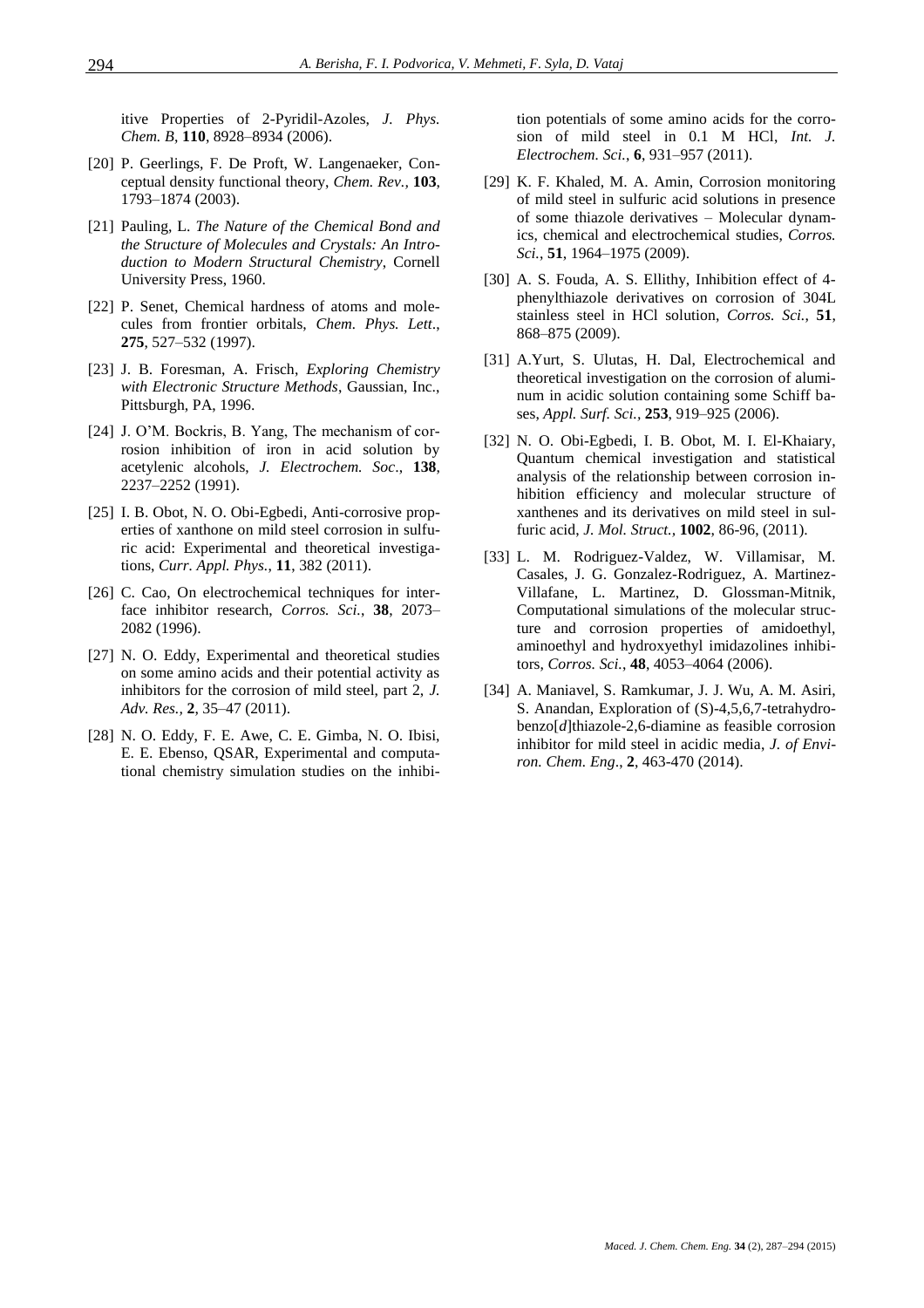itive Properties of 2-Pyridil-Azoles, *J. Phys. Chem. B*, **110**, 8928–8934 (2006).

[20] P. Geerlings, F. De Proft, W. Langenaeker, Conceptual density functional theory, *Chem. Rev.,* **103**, 1793–1874 (2003).

[21] Pauling, L. *The Nature of the Chemical Bond and the Structure of Molecules and Crystals: An Introduction to Modern Structural Chemistry*, Cornell University Press, 1960.

[22] P. Senet, Chemical hardness of atoms and molecules from frontier orbitals, *Chem. Phys. Lett*., **275**, 527–532 (1997).

[23] J. B. Foresman, A. Frisch, *Exploring Chemistry with Electronic Structure Methods*, Gaussian, Inc., Pittsburgh, PA, 1996.

[24] J. O'M. Bockris, B. Yang, The mechanism of corrosion inhibition of iron in acid solution by acetylenic alcohols, *J. Electrochem. Soc*., **138**, 2237–2252 (1991).

[25] I. B. Obot, N. O. Obi-Egbedi, Anti-corrosive properties of xanthone on mild steel corrosion in sulfuric acid: Experimental and theoretical investigations, *Curr. Appl. Phys.*, **11**, 382 (2011).

[26] C. Cao, On electrochemical techniques for interface inhibitor research, *Corros. Sci.*, **38**, 2073–2082 (1996).

[27] N. O. Eddy, Experimental and theoretical studies on some amino acids and their potential activity as inhibitors for the corrosion of mild steel, part 2, *J. Adv. Res.,* **2**, 35–47 (2011).

[28] N. O. Eddy, F. E. Awe, C. E. Gimba, N. O. Ibisi, E. E. Ebenso, QSAR, Experimental and computational chemistry simulation studies on the inhibition potentials of some amino acids for the corrosion of mild steel in 0.1 M HCl, *Int. J. Electrochem. Sci.*, **6**, 931–957 (2011).

[29] K. F. Khaled, M. A. Amin, Corrosion monitoring of mild steel in sulfuric acid solutions in presence of some thiazole derivatives – Molecular dynamics, chemical and electrochemical studies, *Corros. Sci.*, **51**, 1964–1975 (2009).

[30] A. S. Fouda, A. S. Ellithy, Inhibition effect of 4-phenylthiazole derivatives on corrosion of 304L stainless steel in HCl solution, *Corros. Sci.,* **51**, 868–875 (2009).

[31] A.Yurt, S. Ulutas, H. Dal, Electrochemical and theoretical investigation on the corrosion of aluminum in acidic solution containing some Schiff bases, *Appl. Surf. Sci.,* **253**, 919–925 (2006).

[32] N. O. Obi-Egbedi, I. B. Obot, M. I. El-Khaiary, Quantum chemical investigation and statistical analysis of the relationship between corrosion inhibition efficiency and molecular structure of xanthenes and its derivatives on mild steel in sulfuric acid, *J. Mol. Struct.,* **1002**, 86-96, (2011).

[33] L. M. Rodriguez-Valdez, W. Villamisar, M. Casales, J. G. Gonzalez-Rodriguez, A. Martinez-Villafane, L. Martinez, D. Glossman-Mitnik, Computational simulations of the molecular structure and corrosion properties of amidoethyl, aminoethyl and hydroxyethyl imidazolines inhibitors, *Corros. Sci.*, **48**, 4053–4064 (2006).

[34] A. Maniavel, S. Ramkumar, J. J. Wu, A. M. Asiri, S. Anandan, Exploration of (S)-4,5,6,7-tetrahydrobenzo[*d*]thiazole-2,6-diamine as feasible corrosion inhibitor for mild steel in acidic media, *J. of Environ. Chem. Eng*., **2**, 463-470 (2014).